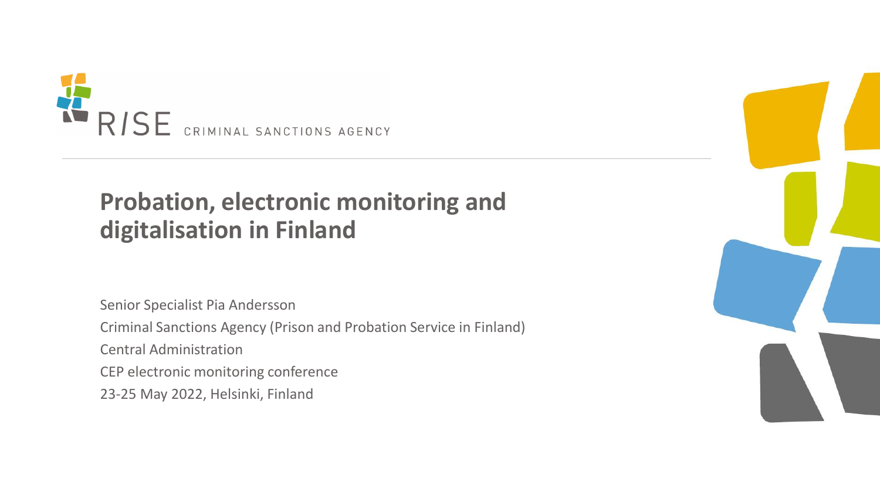RISE CRIMINAL SANCTIONS AGENCY

# Probation, electronic monitoring and digitalisation in Finland

Senior Specialist Pia Andersson

Criminal Sanctions Agency (Prison and Probation Service in Finland)

Central Administration

CEP electronic monitoring conference

23-25 May 2022, Helsinki, Finland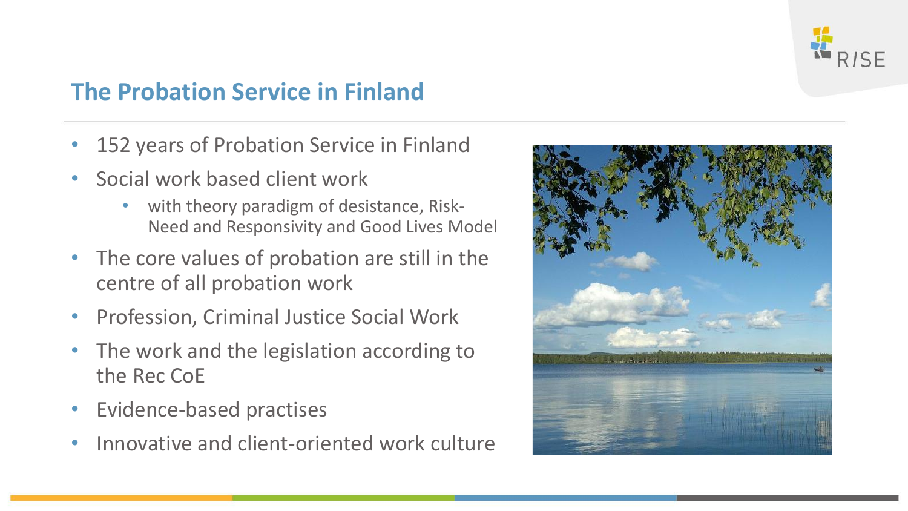## The Probation Service in Finland

- 152 years of Probation Service in Finland
- Social work based client work
  - with theory paradigm of desistance, Risk-Need and Responsivity and Good Lives Model
- The core values of probation are still in the centre of all probation work
- Profession, Criminal Justice Social Work
- The work and the legislation according to the Rec CoE
- Evidence-based practises
- Innovative and client-oriented work culture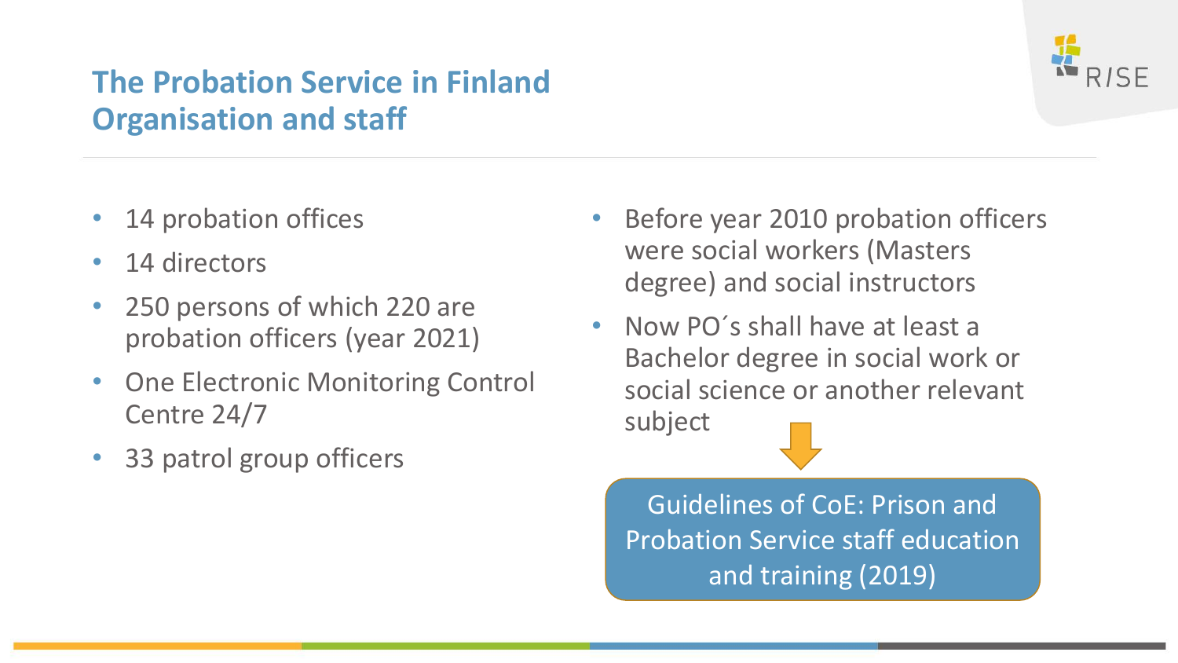# The Probation Service in Finland
## Organisation and staff

- 14 probation offices
- 14 directors
- 250 persons of which 220 are probation officers (year 2021)
- One Electronic Monitoring Control Centre 24/7
- 33 patrol group officers

- Before year 2010 probation officers were social workers (Masters degree) and social instructors
- Now PO´s shall have at least a Bachelor degree in social work or social science or another relevant subject

Guidelines of CoE: Prison and Probation Service staff education and training (2019)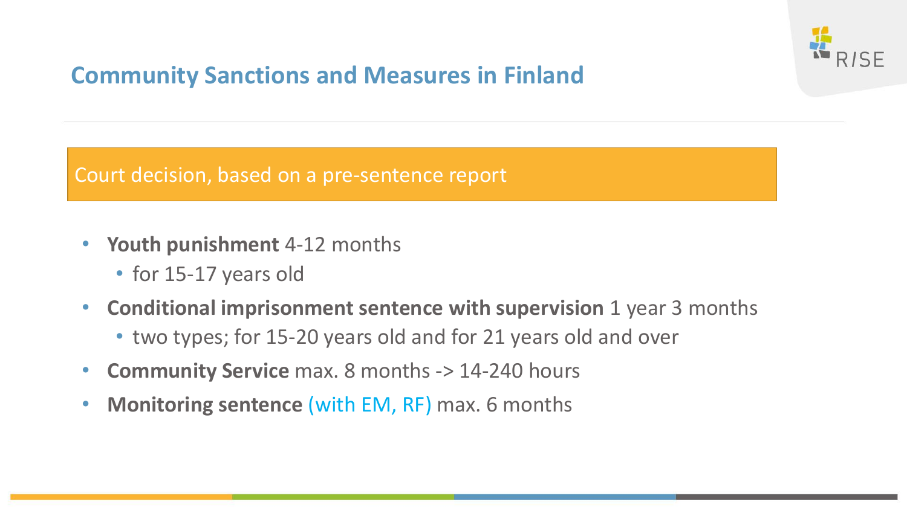## Community Sanctions and Measures in Finland

Court decision, based on a pre-sentence report

- **Youth punishment** 4-12 months
  - for 15-17 years old
- **Conditional imprisonment sentence with supervision** 1 year 3 months
  - two types; for 15-20 years old and for 21 years old and over
- **Community Service** max. 8 months -> 14-240 hours
- **Monitoring sentence** (with EM, RF) max. 6 months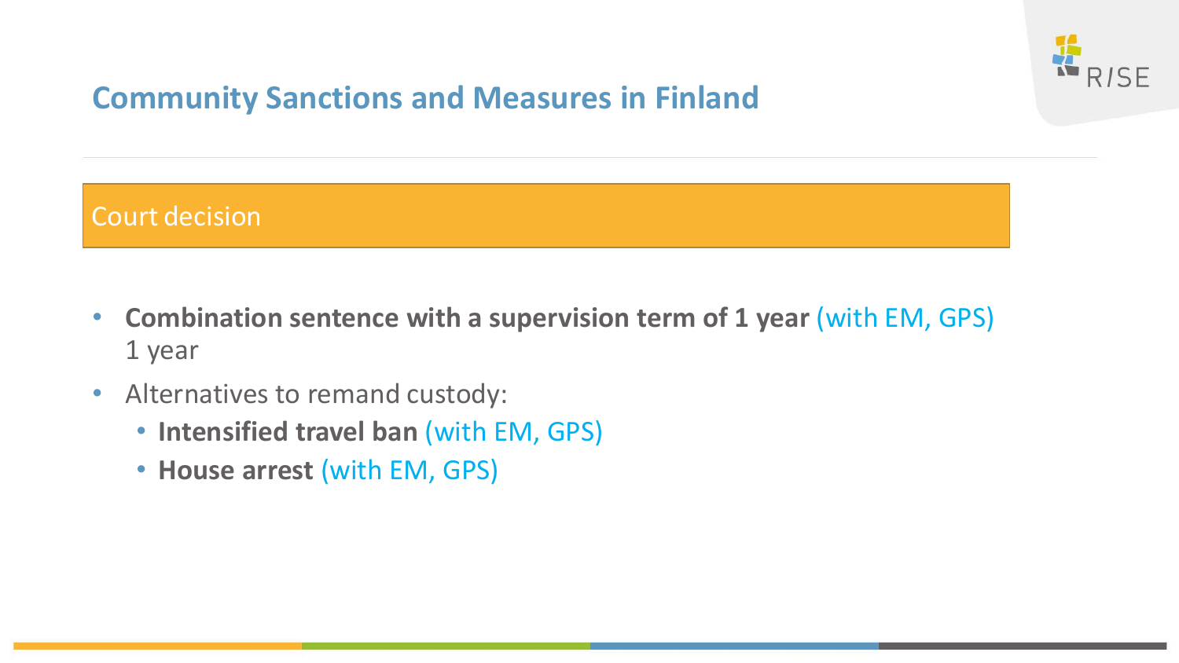## Community Sanctions and Measures in Finland

### Court decision

- **Combination sentence with a supervision term of 1 year** (with EM, GPS) 1 year
- Alternatives to remand custody:
  - **Intensified travel ban** (with EM, GPS)
  - **House arrest** (with EM, GPS)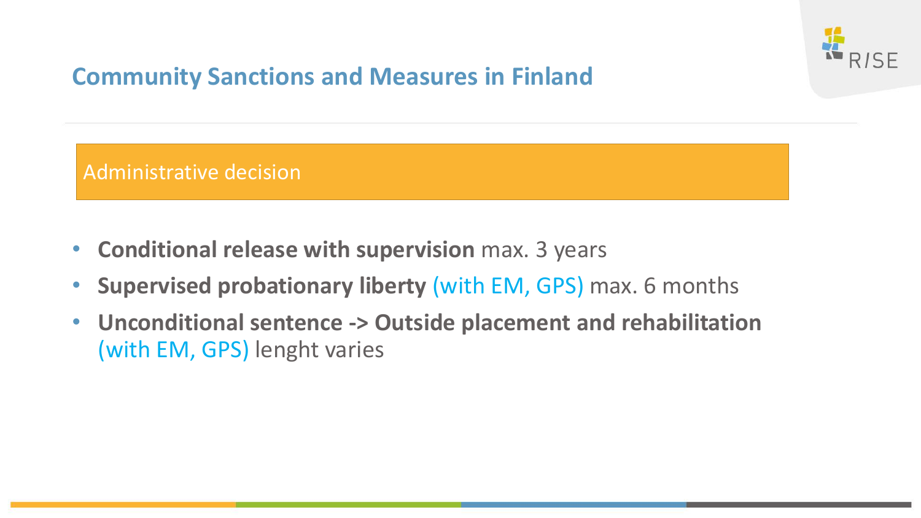## Community Sanctions and Measures in Finland

### Administrative decision

- **Conditional release with supervision** max. 3 years
- **Supervised probationary liberty** (with EM, GPS) max. 6 months
- **Unconditional sentence -> Outside placement and rehabilitation** (with EM, GPS) lenght varies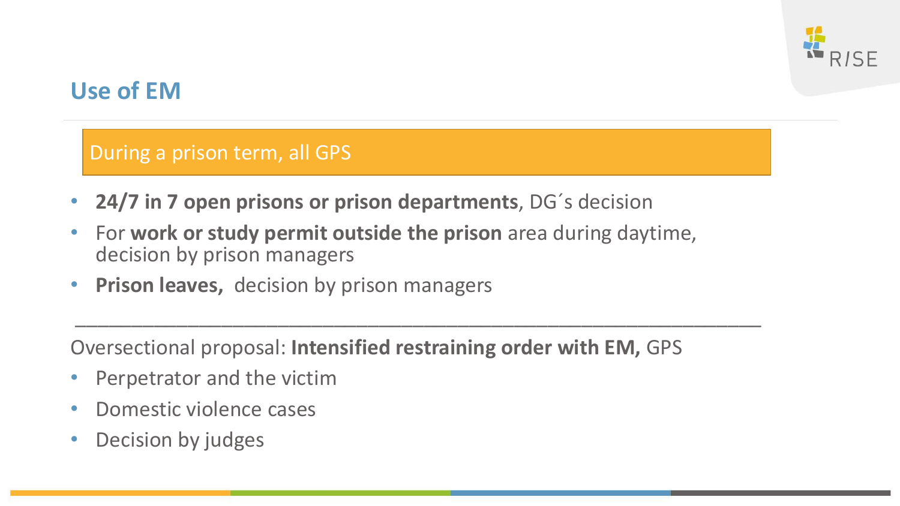## Use of EM

**During a prison term, all GPS**

- **24/7 in 7 open prisons or prison departments**, DG´s decision
- For **work or study permit outside the prison** area during daytime, decision by prison managers
- **Prison leaves,** decision by prison managers

---

Oversectional proposal: **Intensified restraining order with EM,** GPS

- Perpetrator and the victim
- Domestic violence cases
- Decision by judges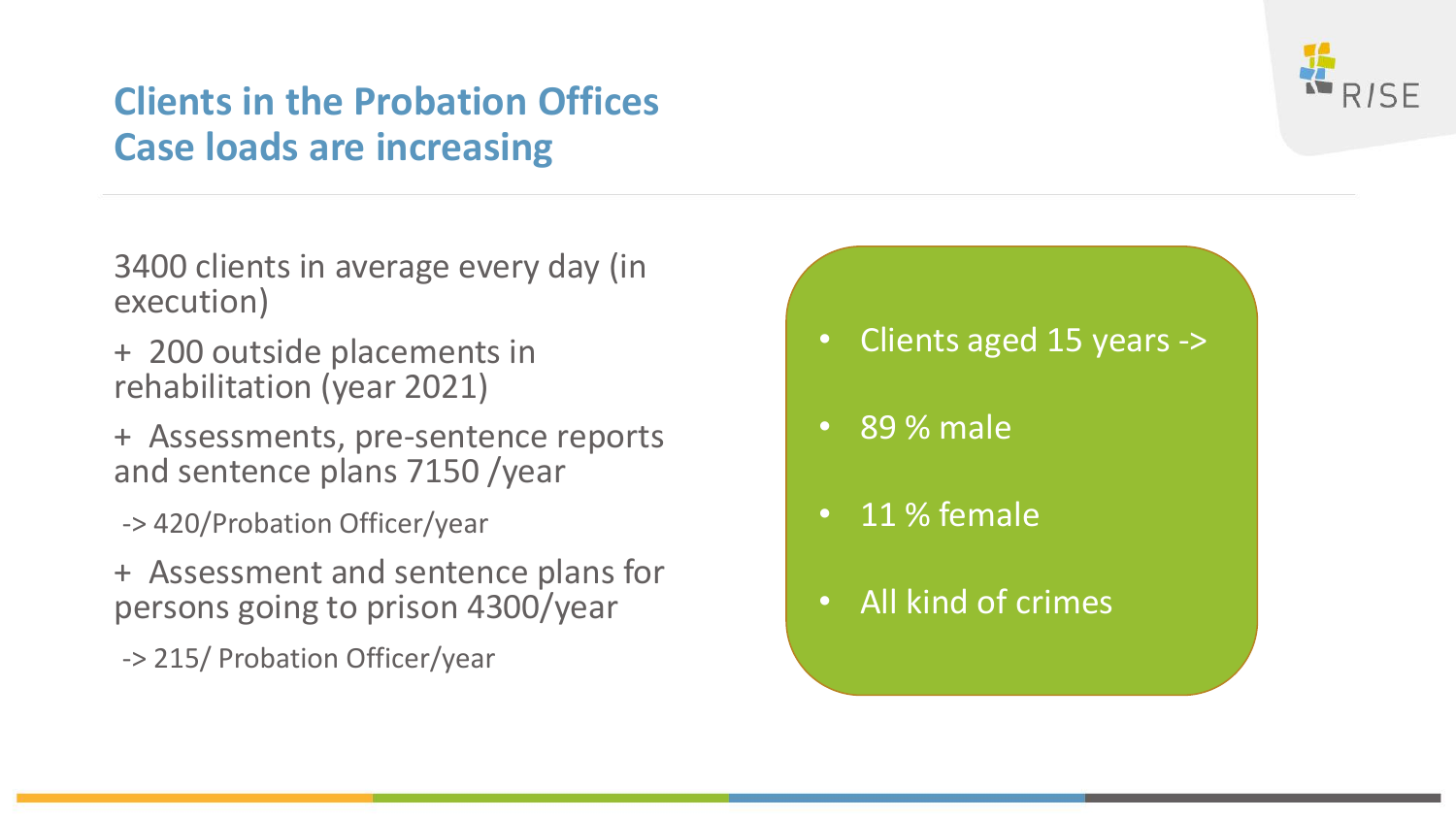## Clients in the Probation Offices
## Case loads are increasing

3400 clients in average every day (in execution)

+ 200 outside placements in rehabilitation (year 2021)

+ Assessments, pre-sentence reports and sentence plans 7150 /year

-> 420/Probation Officer/year

+ Assessment and sentence plans for persons going to prison 4300/year

-> 215/ Probation Officer/year

- Clients aged 15 years ->
- 89 % male
- 11 % female
- All kind of crimes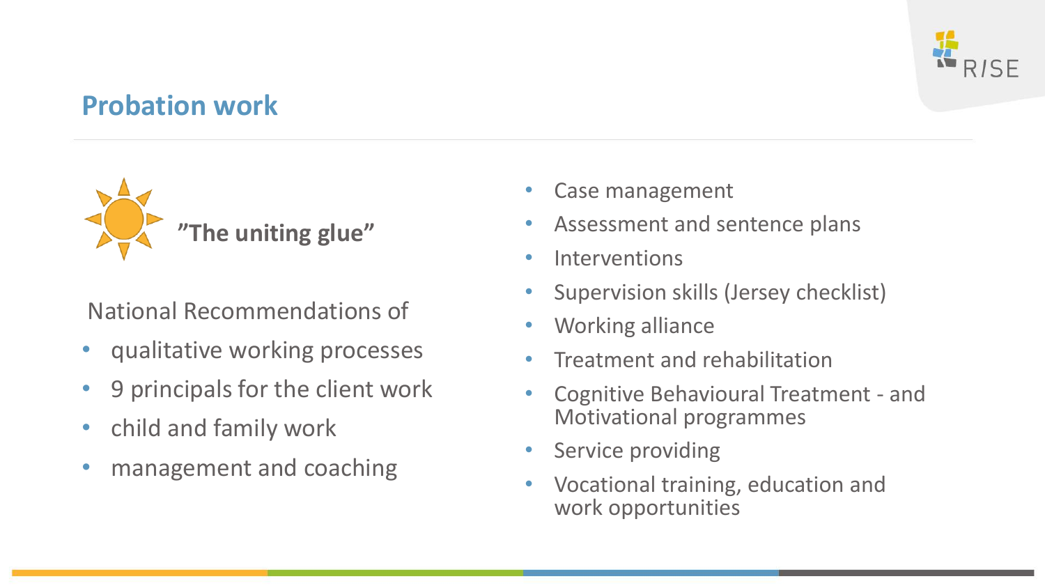## Probation work

**”The uniting glue”**

National Recommendations of

- qualitative working processes
- 9 principals for the client work
- child and family work
- management and coaching

- Case management
- Assessment and sentence plans
- Interventions
- Supervision skills (Jersey checklist)
- Working alliance
- Treatment and rehabilitation
- Cognitive Behavioural Treatment - and Motivational programmes
- Service providing
- Vocational training, education and work opportunities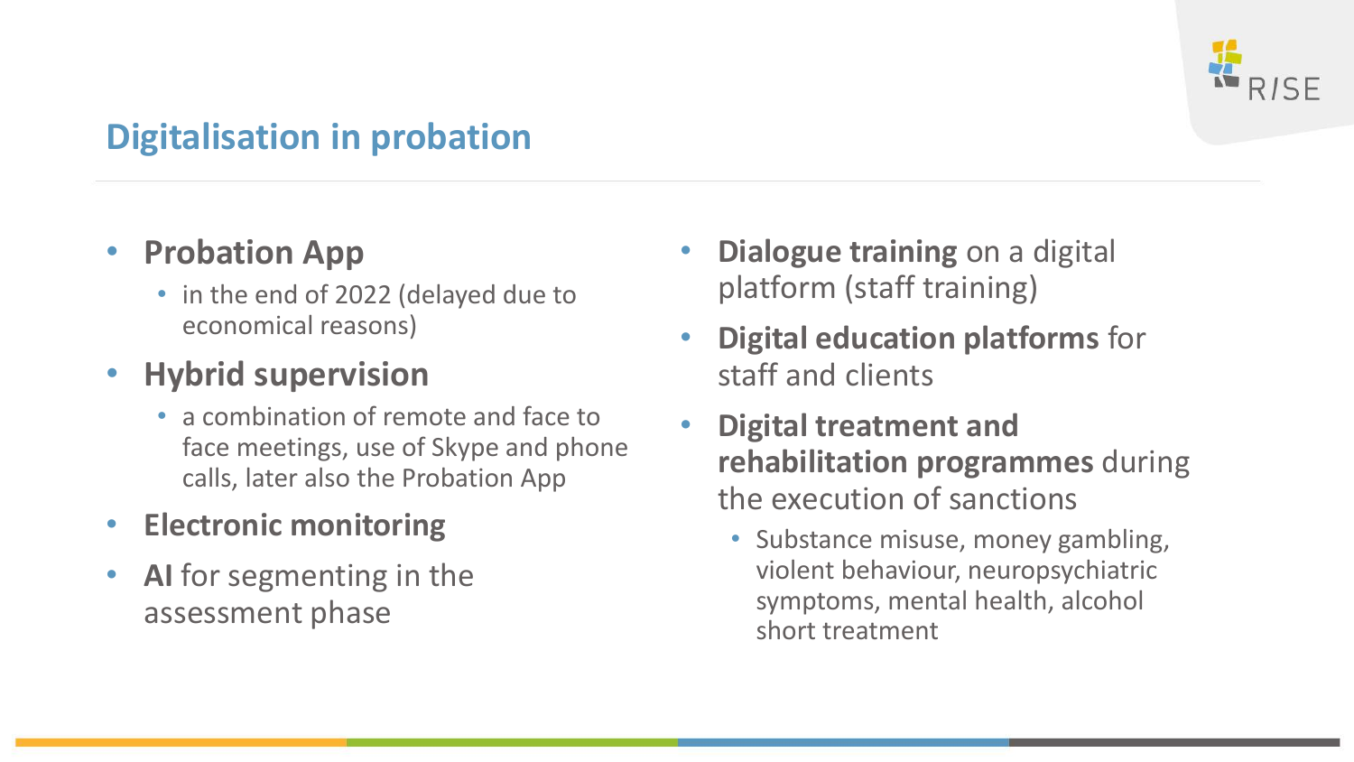## Digitalisation in probation

- **Probation App**
  - in the end of 2022 (delayed due to economical reasons)
- **Hybrid supervision**
  - a combination of remote and face to face meetings, use of Skype and phone calls, later also the Probation App
- **Electronic monitoring**
- **AI** for segmenting in the assessment phase
- **Dialogue training** on a digital platform (staff training)
- **Digital education platforms** for staff and clients
- **Digital treatment and rehabilitation programmes** during the execution of sanctions
  - Substance misuse, money gambling, violent behaviour, neuropsychiatric symptoms, mental health, alcohol short treatment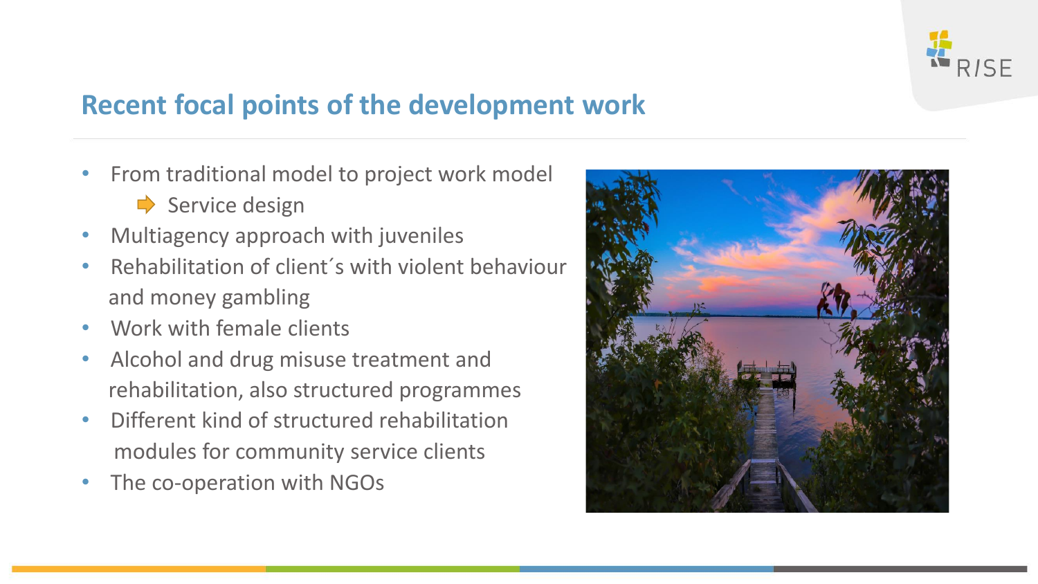## Recent focal points of the development work

- From traditional model to project work model
  - ➡ Service design
- Multiagency approach with juveniles
- Rehabilitation of client´s with violent behaviour and money gambling
- Work with female clients
- Alcohol and drug misuse treatment and rehabilitation, also structured programmes
- Different kind of structured rehabilitation modules for community service clients
- The co-operation with NGOs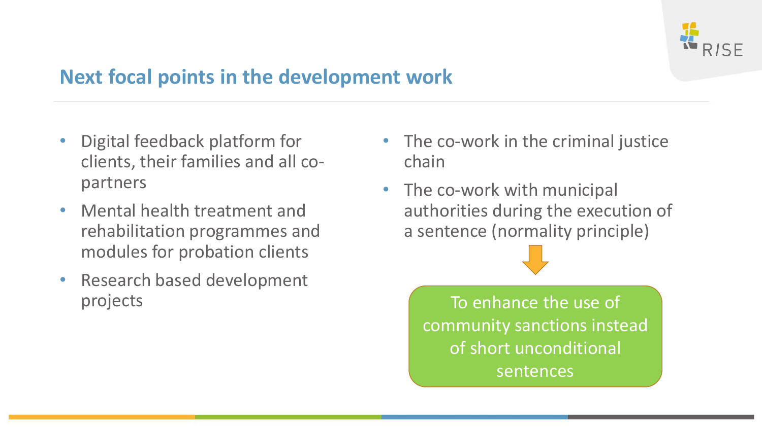## Next focal points in the development work

- Digital feedback platform for clients, their families and all co-partners
- Mental health treatment and rehabilitation programmes and modules for probation clients
- Research based development projects
- The co-work in the criminal justice chain
- The co-work with municipal authorities during the execution of a sentence (normality principle)

To enhance the use of community sanctions instead of short unconditional sentences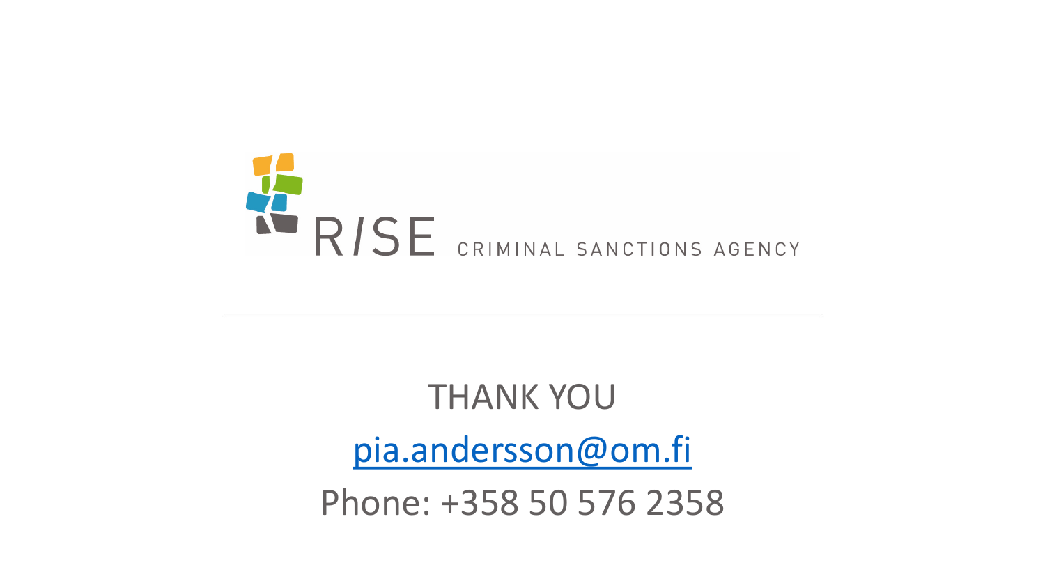RISE CRIMINAL SANCTIONS AGENCY

---

THANK YOU

pia.andersson@om.fi

Phone: +358 50 576 2358